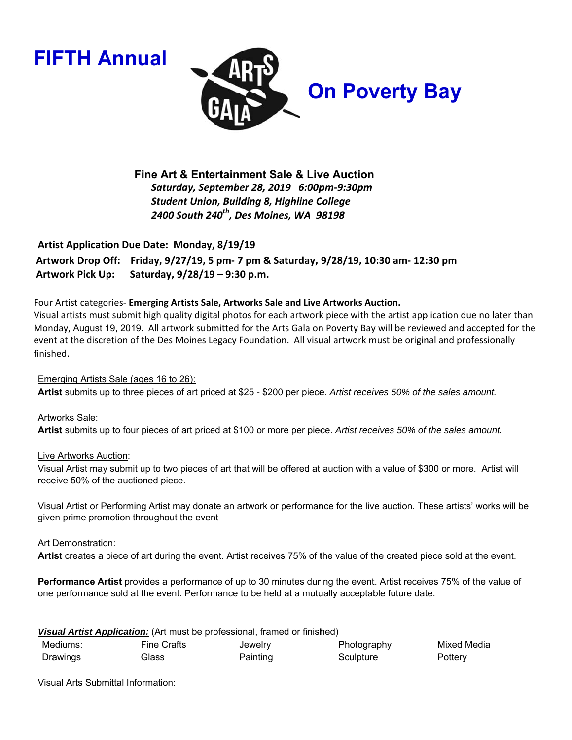# FIFTH Annual ARTS GALA On Poverty Bay

**Fine Art & Entertainment Sale & Live Auction**
***Saturday, September 28, 2019 6:00pm-9:30pm***
***Student Union, Building 8, Highline College***
***2400 South 240th, Des Moines, WA 98198***

**Artist Application Due Date: Monday, 8/19/19**
**Artwork Drop Off: Friday, 9/27/19, 5 pm- 7 pm & Saturday, 9/28/19, 10:30 am- 12:30 pm**
**Artwork Pick Up: Saturday, 9/28/19 – 9:30 p.m.**

Four Artist categories- **Emerging Artists Sale, Artworks Sale and Live Artworks Auction.**
Visual artists must submit high quality digital photos for each artwork piece with the artist application due no later than Monday, August 19, 2019. All artwork submitted for the Arts Gala on Poverty Bay will be reviewed and accepted for the event at the discretion of the Des Moines Legacy Foundation. All visual artwork must be original and professionally finished.

Emerging Artists Sale (ages 16 to 26):
**Artist** submits up to three pieces of art priced at $25 - $200 per piece. *Artist receives 50% of the sales amount.*

Artworks Sale:
**Artist** submits up to four pieces of art priced at $100 or more per piece. *Artist receives 50% of the sales amount.*

Live Artworks Auction:
Visual Artist may submit up to two pieces of art that will be offered at auction with a value of $300 or more. Artist will receive 50% of the auctioned piece.

Visual Artist or Performing Artist may donate an artwork or performance for the live auction. These artists' works will be given prime promotion throughout the event

Art Demonstration:
**Artist** creates a piece of art during the event. Artist receives 75% of the value of the created piece sold at the event.

**Performance Artist** provides a performance of up to 30 minutes during the event. Artist receives 75% of the value of one performance sold at the event. Performance to be held at a mutually acceptable future date.

***Visual Artist Application:*** (Art must be professional, framed or finished)

| Mediums: | Fine Crafts | Jewelry | Photography | Mixed Media |
|---|---|---|---|---|
| Drawings | Glass | Painting | Sculpture | Pottery |

Visual Arts Submittal Information: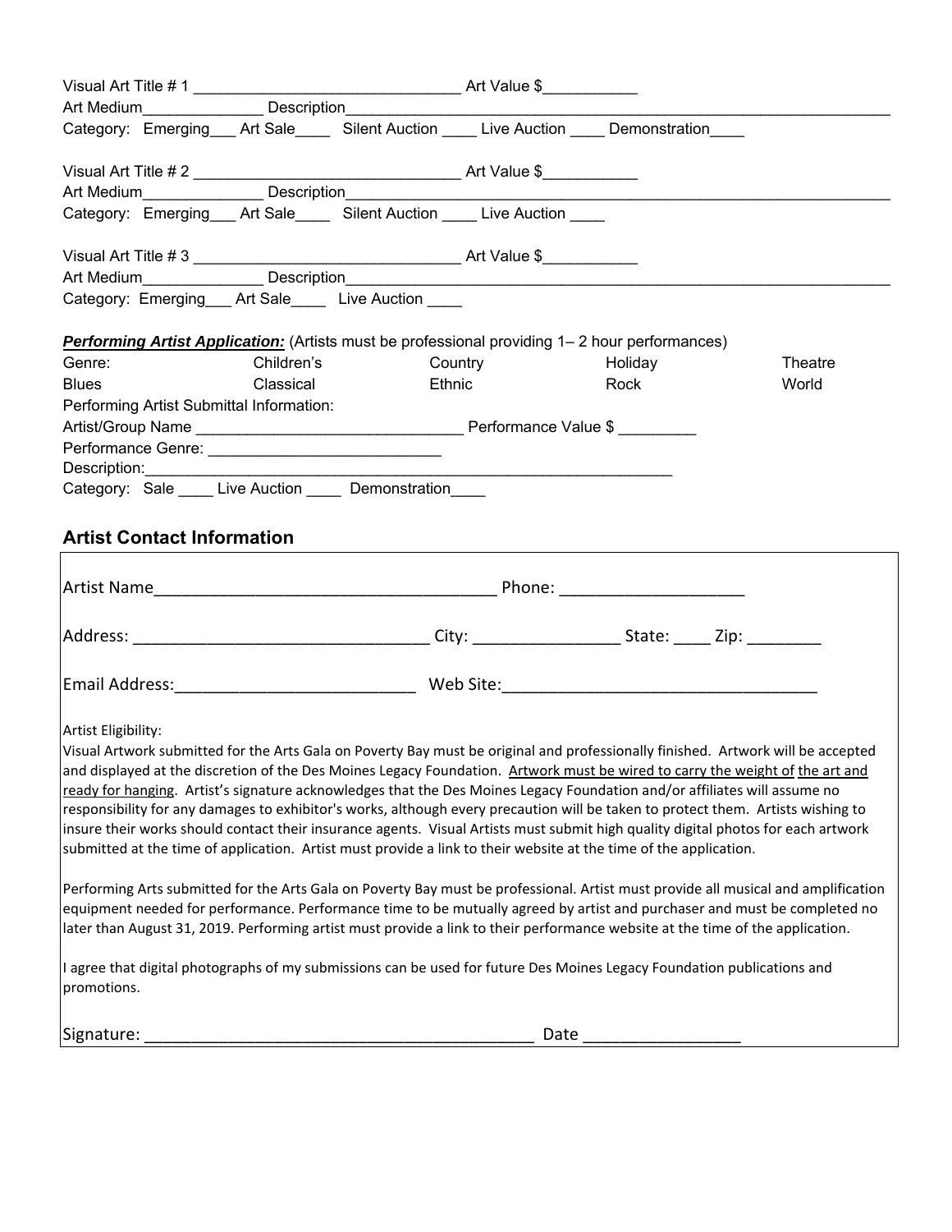Visual Art Title # 1 ______________________________ Art Value $___________

Art Medium______________ Description_____________________________________________________________

Category: Emerging___ Art Sale____ Silent Auction ____ Live Auction ____ Demonstration____

Visual Art Title # 2 ______________________________ Art Value $___________

Art Medium______________ Description_____________________________________________________________

Category: Emerging___ Art Sale____ Silent Auction ____ Live Auction ____

Visual Art Title # 3 ______________________________ Art Value $___________

Art Medium______________ Description_____________________________________________________________

Category: Emerging___ Art Sale____ Live Auction ____

***Performing Artist Application:*** (Artists must be professional providing 1– 2 hour performances)

| Genre: | Children's | Country | Holiday | Theatre |
|---|---|---|---|---|
| Blues | Classical | Ethnic | Rock | World |

Performing Artist Submittal Information:

Artist/Group Name ______________________________ Performance Value $ _________

Performance Genre: __________________________

Description:_______________________________________________________________

Category: Sale ____ Live Auction ____ Demonstration____

## Artist Contact Information

Artist Name_____________________________________ Phone: ____________________

Address: ________________________________ City: ________________ State: ____ Zip: ________

Email Address:__________________________ Web Site:__________________________________

Artist Eligibility:

Visual Artwork submitted for the Arts Gala on Poverty Bay must be original and professionally finished. Artwork will be accepted and displayed at the discretion of the Des Moines Legacy Foundation. Artwork must be wired to carry the weight of the art and ready for hanging. Artist's signature acknowledges that the Des Moines Legacy Foundation and/or affiliates will assume no responsibility for any damages to exhibitor's works, although every precaution will be taken to protect them. Artists wishing to insure their works should contact their insurance agents. Visual Artists must submit high quality digital photos for each artwork submitted at the time of application. Artist must provide a link to their website at the time of the application.

Performing Arts submitted for the Arts Gala on Poverty Bay must be professional. Artist must provide all musical and amplification equipment needed for performance. Performance time to be mutually agreed by artist and purchaser and must be completed no later than August 31, 2019. Performing artist must provide a link to their performance website at the time of the application.

I agree that digital photographs of my submissions can be used for future Des Moines Legacy Foundation publications and promotions.

Signature: ___________________________________________ Date _________________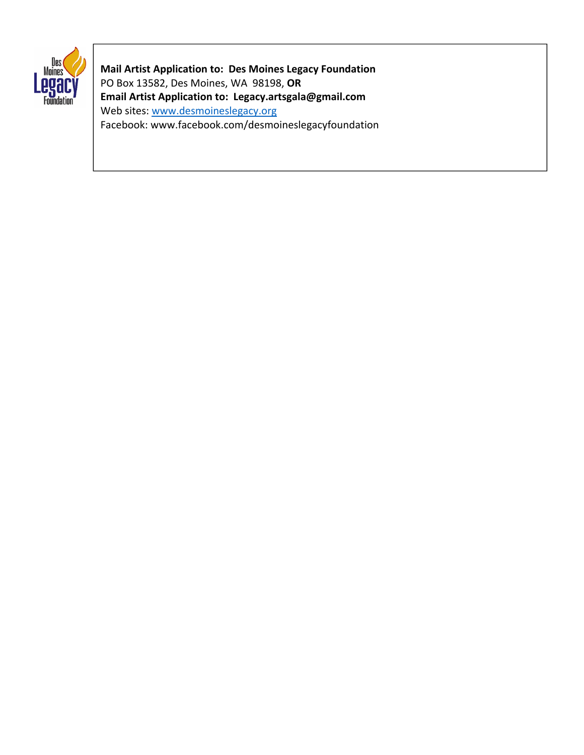**Mail Artist Application to: Des Moines Legacy Foundation**
PO Box 13582, Des Moines, WA 98198, **OR**
**Email Artist Application to: Legacy.artsgala@gmail.com**
Web sites: www.desmoineslegacy.org
Facebook: www.facebook.com/desmoineslegacyfoundation